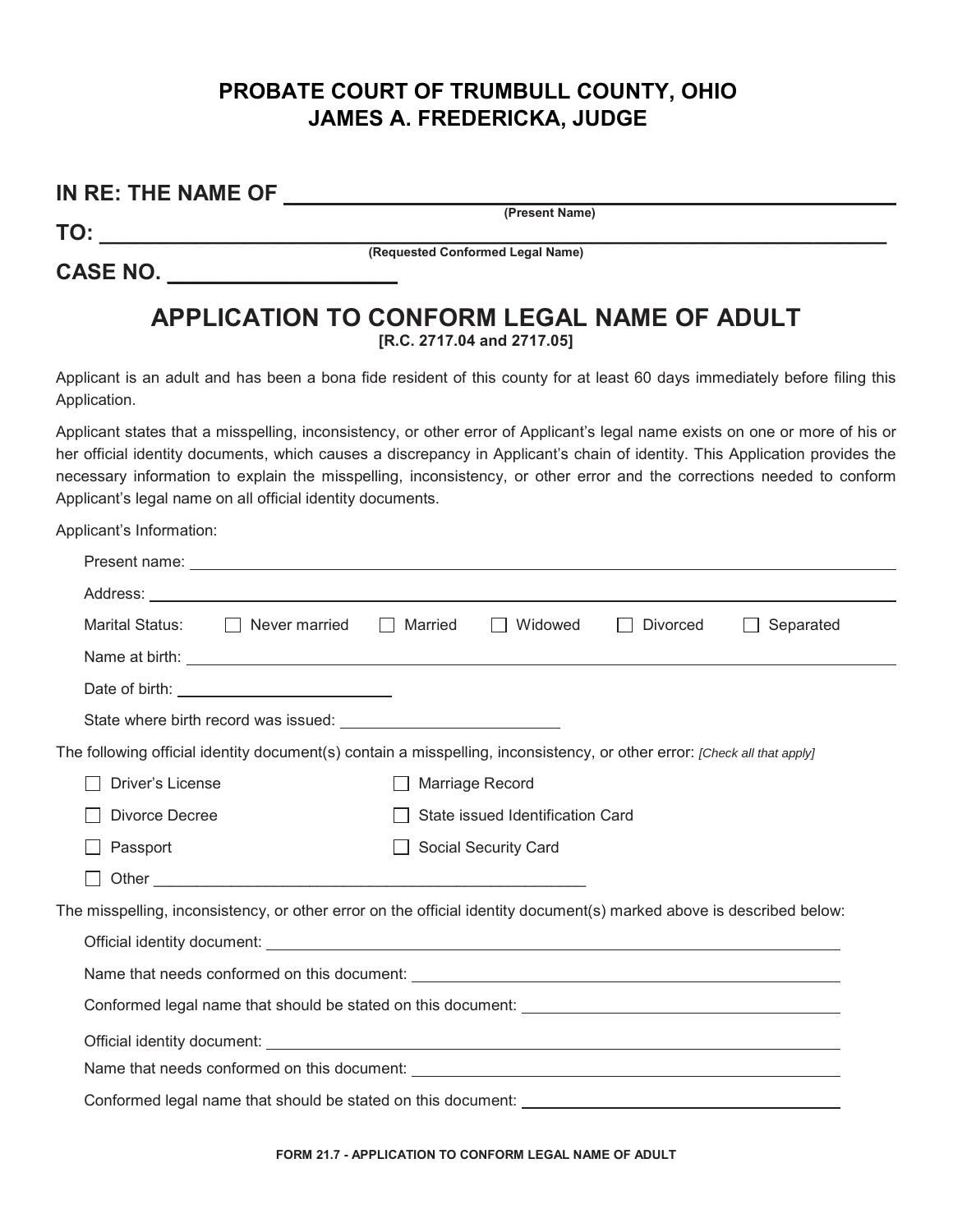# PROBATE COURT OF TRUMBULL COUNTY, OHIO
# JAMES A. FREDERICKA, JUDGE

**IN RE: THE NAME OF** ______________________________________________
(Present Name)

**TO:** ______________________________________________
(Requested Conformed Legal Name)

**CASE NO.** ____________________

## APPLICATION TO CONFORM LEGAL NAME OF ADULT

**[R.C. 2717.04 and 2717.05]**

Applicant is an adult and has been a bona fide resident of this county for at least 60 days immediately before filing this Application.

Applicant states that a misspelling, inconsistency, or other error of Applicant's legal name exists on one or more of his or her official identity documents, which causes a discrepancy in Applicant's chain of identity. This Application provides the necessary information to explain the misspelling, inconsistency, or other error and the corrections needed to conform Applicant's legal name on all official identity documents.

Applicant's Information:

Present name: ______________________________________________

Address: ______________________________________________

Marital Status: ☐ Never married ☐ Married ☐ Widowed ☐ Divorced ☐ Separated

Name at birth: ______________________________________________

Date of birth: ____________________

State where birth record was issued: ____________________

The following official identity document(s) contain a misspelling, inconsistency, or other error: *[Check all that apply]*

- ☐ Driver's License
- ☐ Marriage Record
- ☐ Divorce Decree
- ☐ State issued Identification Card
- ☐ Passport
- ☐ Social Security Card
- ☐ Other ____________________________________________

The misspelling, inconsistency, or other error on the official identity document(s) marked above is described below:

Official identity document: ______________________________________________

Name that needs conformed on this document: ______________________________________________

Conformed legal name that should be stated on this document: ______________________________________________

Official identity document: ______________________________________________

Name that needs conformed on this document: ______________________________________________

Conformed legal name that should be stated on this document: ______________________________________________

FORM 21.7 - APPLICATION TO CONFORM LEGAL NAME OF ADULT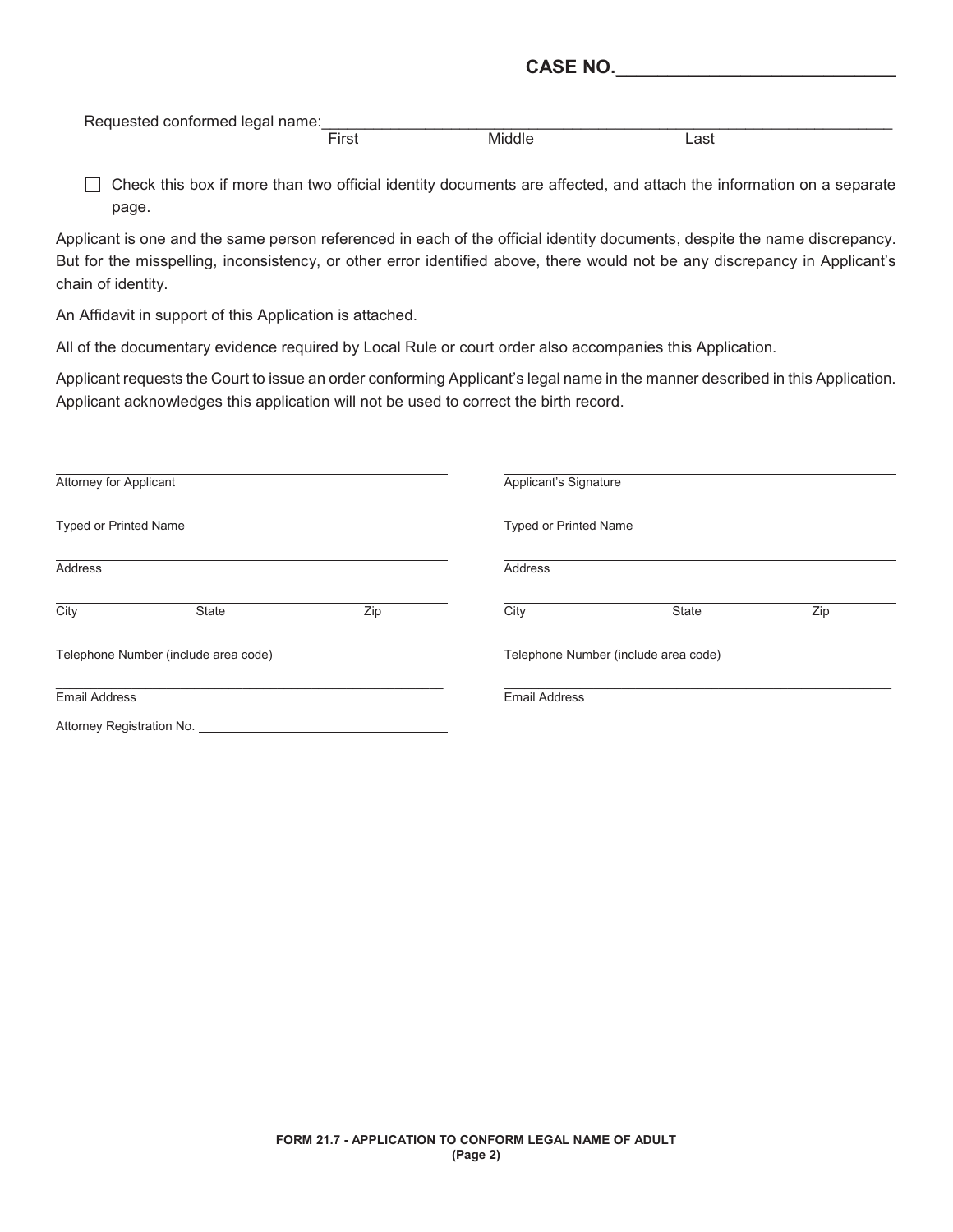**CASE NO.\_\_\_\_\_\_\_\_\_\_\_\_\_\_\_\_\_\_\_\_\_\_\_\_**

Requested conformed legal name:\_\_\_\_\_\_\_\_\_\_\_\_\_\_\_\_\_\_\_\_\_\_\_\_\_\_\_\_\_\_\_\_\_\_\_\_\_\_\_\_\_\_\_\_\_\_\_\_\_\_\_\_\_\_\_\_
First Middle Last

☐ Check this box if more than two official identity documents are affected, and attach the information on a separate page.

Applicant is one and the same person referenced in each of the official identity documents, despite the name discrepancy. But for the misspelling, inconsistency, or other error identified above, there would not be any discrepancy in Applicant's chain of identity.

An Affidavit in support of this Application is attached.

All of the documentary evidence required by Local Rule or court order also accompanies this Application.

Applicant requests the Court to issue an order conforming Applicant's legal name in the manner described in this Application. Applicant acknowledges this application will not be used to correct the birth record.

\_\_\_\_\_\_\_\_\_\_\_\_\_\_\_\_\_\_\_\_\_\_\_\_\_\_\_\_\_\_\_\_\_\_\_\_\_\_\_\_
Attorney for Applicant

\_\_\_\_\_\_\_\_\_\_\_\_\_\_\_\_\_\_\_\_\_\_\_\_\_\_\_\_\_\_\_\_\_\_\_\_\_\_\_\_
Typed or Printed Name

\_\_\_\_\_\_\_\_\_\_\_\_\_\_\_\_\_\_\_\_\_\_\_\_\_\_\_\_\_\_\_\_\_\_\_\_\_\_\_\_
Address

\_\_\_\_\_\_\_\_\_\_\_\_\_\_\_\_\_\_\_\_\_\_\_\_\_\_\_\_\_\_\_\_\_\_\_\_\_\_\_\_
City State Zip

\_\_\_\_\_\_\_\_\_\_\_\_\_\_\_\_\_\_\_\_\_\_\_\_\_\_\_\_\_\_\_\_\_\_\_\_\_\_\_\_
Telephone Number (include area code)

\_\_\_\_\_\_\_\_\_\_\_\_\_\_\_\_\_\_\_\_\_\_\_\_\_\_\_\_\_\_\_\_\_\_\_\_\_\_\_\_
Email Address

Attorney Registration No. \_\_\_\_\_\_\_\_\_\_\_\_\_\_\_\_\_\_\_\_\_\_\_\_\_\_\_\_

\_\_\_\_\_\_\_\_\_\_\_\_\_\_\_\_\_\_\_\_\_\_\_\_\_\_\_\_\_\_\_\_\_\_\_\_\_\_\_\_
Applicant's Signature

\_\_\_\_\_\_\_\_\_\_\_\_\_\_\_\_\_\_\_\_\_\_\_\_\_\_\_\_\_\_\_\_\_\_\_\_\_\_\_\_
Typed or Printed Name

\_\_\_\_\_\_\_\_\_\_\_\_\_\_\_\_\_\_\_\_\_\_\_\_\_\_\_\_\_\_\_\_\_\_\_\_\_\_\_\_
Address

\_\_\_\_\_\_\_\_\_\_\_\_\_\_\_\_\_\_\_\_\_\_\_\_\_\_\_\_\_\_\_\_\_\_\_\_\_\_\_\_
City State Zip

\_\_\_\_\_\_\_\_\_\_\_\_\_\_\_\_\_\_\_\_\_\_\_\_\_\_\_\_\_\_\_\_\_\_\_\_\_\_\_\_
Telephone Number (include area code)

\_\_\_\_\_\_\_\_\_\_\_\_\_\_\_\_\_\_\_\_\_\_\_\_\_\_\_\_\_\_\_\_\_\_\_\_\_\_\_\_
Email Address

**FORM 21.7 - APPLICATION TO CONFORM LEGAL NAME OF ADULT**
**(Page 2)**